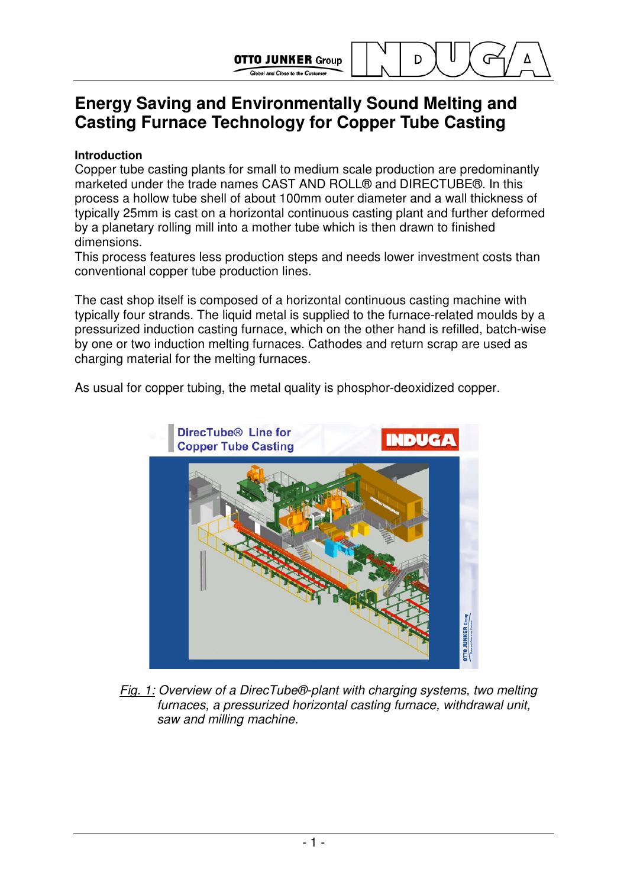# Energy Saving and Environmentally Sound Melting and Casting Furnace Technology for Copper Tube Casting

**Introduction**

Copper tube casting plants for small to medium scale production are predominantly marketed under the trade names CAST AND ROLL® and DIRECTUBE®. In this process a hollow tube shell of about 100mm outer diameter and a wall thickness of typically 25mm is cast on a horizontal continuous casting plant and further deformed by a planetary rolling mill into a mother tube which is then drawn to finished dimensions.

This process features less production steps and needs lower investment costs than conventional copper tube production lines.

The cast shop itself is composed of a horizontal continuous casting machine with typically four strands. The liquid metal is supplied to the furnace-related moulds by a pressurized induction casting furnace, which on the other hand is refilled, batch-wise by one or two induction melting furnaces. Cathodes and return scrap are used as charging material for the melting furnaces.

As usual for copper tubing, the metal quality is phosphor-deoxidized copper.

*Fig. 1: Overview of a DirecTube®-plant with charging systems, two melting furnaces, a pressurized horizontal casting furnace, withdrawal unit, saw and milling machine.*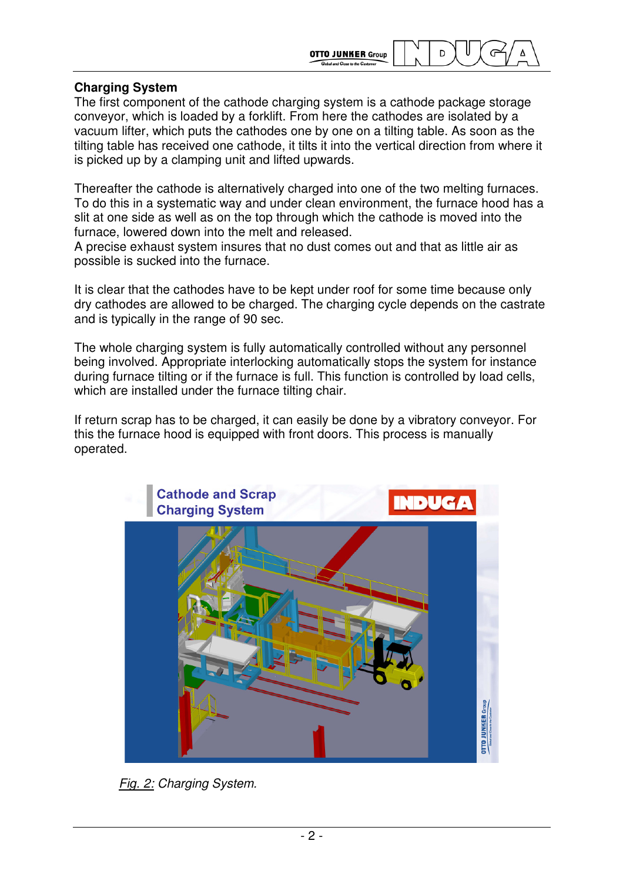## Charging System

The first component of the cathode charging system is a cathode package storage conveyor, which is loaded by a forklift. From here the cathodes are isolated by a vacuum lifter, which puts the cathodes one by one on a tilting table. As soon as the tilting table has received one cathode, it tilts it into the vertical direction from where it is picked up by a clamping unit and lifted upwards.

Thereafter the cathode is alternatively charged into one of the two melting furnaces. To do this in a systematic way and under clean environment, the furnace hood has a slit at one side as well as on the top through which the cathode is moved into the furnace, lowered down into the melt and released.
A precise exhaust system insures that no dust comes out and that as little air as possible is sucked into the furnace.

It is clear that the cathodes have to be kept under roof for some time because only dry cathodes are allowed to be charged. The charging cycle depends on the castrate and is typically in the range of 90 sec.

The whole charging system is fully automatically controlled without any personnel being involved. Appropriate interlocking automatically stops the system for instance during furnace tilting or if the furnace is full. This function is controlled by load cells, which are installed under the furnace tilting chair.

If return scrap has to be charged, it can easily be done by a vibratory conveyor. For this the furnace hood is equipped with front doors. This process is manually operated.

*Fig. 2: Charging System.*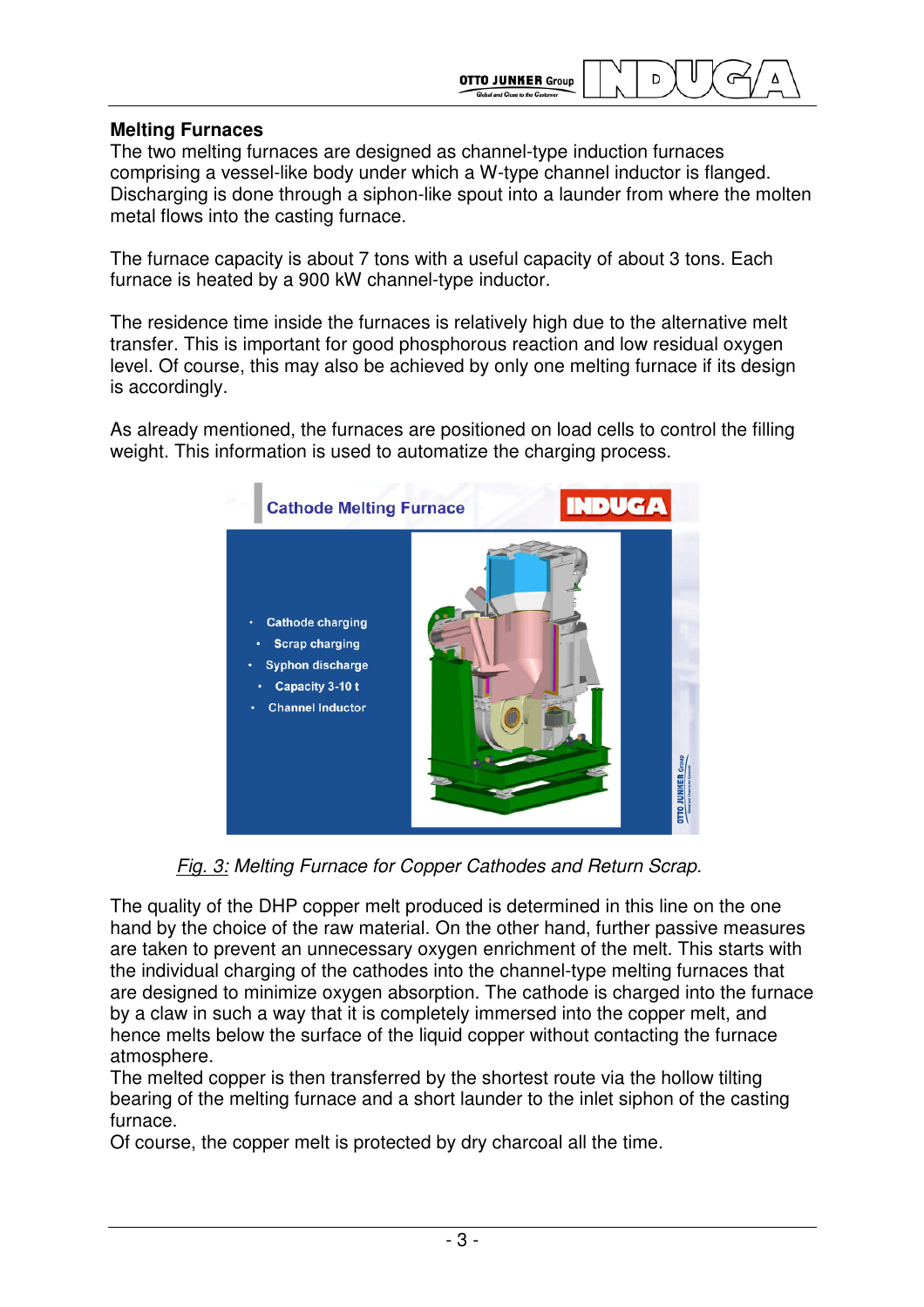## Melting Furnaces

The two melting furnaces are designed as channel-type induction furnaces comprising a vessel-like body under which a W-type channel inductor is flanged. Discharging is done through a siphon-like spout into a launder from where the molten metal flows into the casting furnace.

The furnace capacity is about 7 tons with a useful capacity of about 3 tons. Each furnace is heated by a 900 kW channel-type inductor.

The residence time inside the furnaces is relatively high due to the alternative melt transfer. This is important for good phosphorous reaction and low residual oxygen level. Of course, this may also be achieved by only one melting furnace if its design is accordingly.

As already mentioned, the furnaces are positioned on load cells to control the filling weight. This information is used to automatize the charging process.

*Fig. 3: Melting Furnace for Copper Cathodes and Return Scrap.*

The quality of the DHP copper melt produced is determined in this line on the one hand by the choice of the raw material. On the other hand, further passive measures are taken to prevent an unnecessary oxygen enrichment of the melt. This starts with the individual charging of the cathodes into the channel-type melting furnaces that are designed to minimize oxygen absorption. The cathode is charged into the furnace by a claw in such a way that it is completely immersed into the copper melt, and hence melts below the surface of the liquid copper without contacting the furnace atmosphere.
The melted copper is then transferred by the shortest route via the hollow tilting bearing of the melting furnace and a short launder to the inlet siphon of the casting furnace.
Of course, the copper melt is protected by dry charcoal all the time.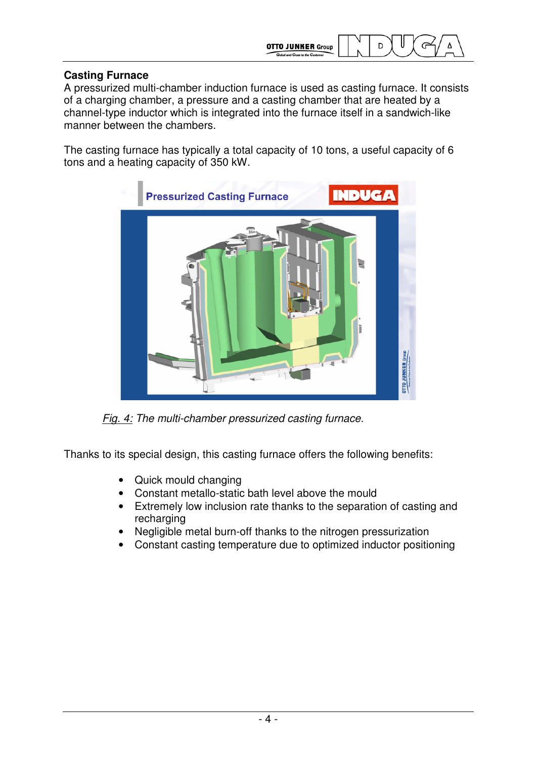## Casting Furnace

A pressurized multi-chamber induction furnace is used as casting furnace. It consists of a charging chamber, a pressure and a casting chamber that are heated by a channel-type inductor which is integrated into the furnace itself in a sandwich-like manner between the chambers.

The casting furnace has typically a total capacity of 10 tons, a useful capacity of 6 tons and a heating capacity of 350 kW.

*Fig. 4: The multi-chamber pressurized casting furnace.*

Thanks to its special design, this casting furnace offers the following benefits:

- Quick mould changing
- Constant metallo-static bath level above the mould
- Extremely low inclusion rate thanks to the separation of casting and recharging
- Negligible metal burn-off thanks to the nitrogen pressurization
- Constant casting temperature due to optimized inductor positioning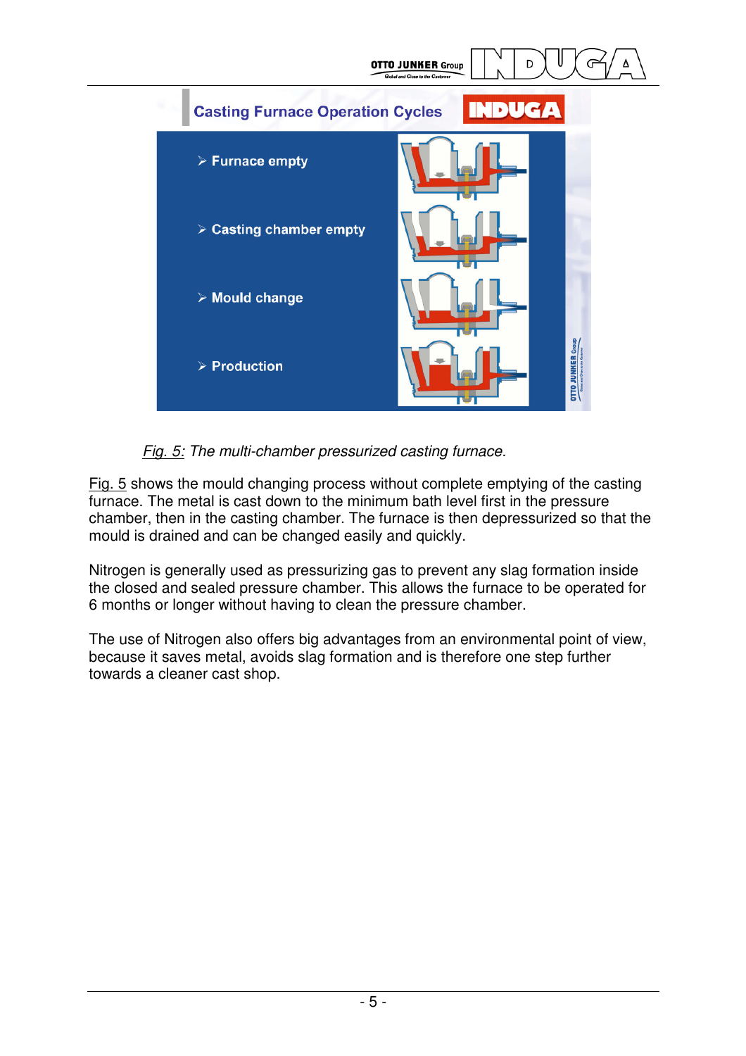Casting Furnace Operation Cycles

INDUGA

- Furnace empty
- Casting chamber empty
- Mould change
- Production

*Fig. 5: The multi-chamber pressurized casting furnace.*

Fig. 5 shows the mould changing process without complete emptying of the casting furnace. The metal is cast down to the minimum bath level first in the pressure chamber, then in the casting chamber. The furnace is then depressurized so that the mould is drained and can be changed easily and quickly.

Nitrogen is generally used as pressurizing gas to prevent any slag formation inside the closed and sealed pressure chamber. This allows the furnace to be operated for 6 months or longer without having to clean the pressure chamber.

The use of Nitrogen also offers big advantages from an environmental point of view, because it saves metal, avoids slag formation and is therefore one step further towards a cleaner cast shop.